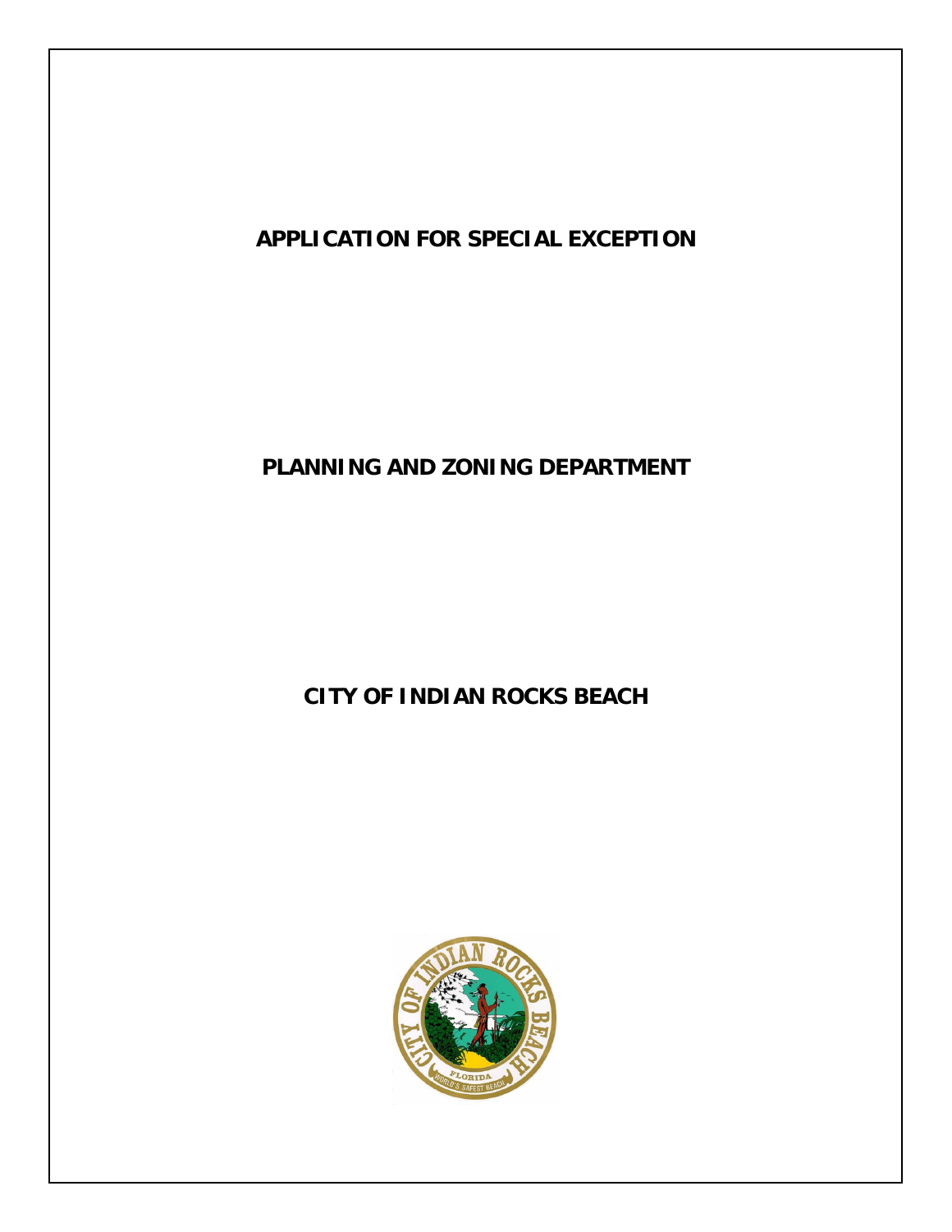# APPLICATION FOR SPECIAL EXCEPTION

## PLANNING AND ZONING DEPARTMENT

## CITY OF INDIAN ROCKS BEACH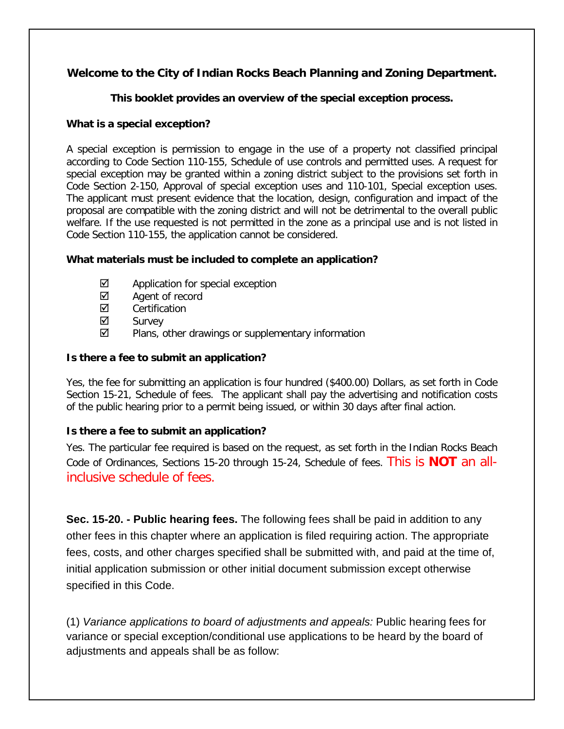**Welcome to the City of Indian Rocks Beach Planning and Zoning Department.**

**This booklet provides an overview of the special exception process.**

**What is a special exception?**

A special exception is permission to engage in the use of a property not classified principal according to Code Section 110-155, Schedule of use controls and permitted uses. A request for special exception may be granted within a zoning district subject to the provisions set forth in Code Section 2-150, Approval of special exception uses and 110-101, Special exception uses. The applicant must present evidence that the location, design, configuration and impact of the proposal are compatible with the zoning district and will not be detrimental to the overall public welfare. If the use requested is not permitted in the zone as a principal use and is not listed in Code Section 110-155, the application cannot be considered.

**What materials must be included to complete an application?**

- ☑ Application for special exception
- ☑ Agent of record
- ☑ Certification
- ☑ Survey
- ☑ Plans, other drawings or supplementary information

**Is there a fee to submit an application?**

Yes, the fee for submitting an application is four hundred ($400.00) Dollars, as set forth in Code Section 15-21, Schedule of fees. The applicant shall pay the advertising and notification costs of the public hearing prior to a permit being issued, or within 30 days after final action.

**Is there a fee to submit an application?**

Yes. The particular fee required is based on the request, as set forth in the Indian Rocks Beach Code of Ordinances, Sections 15-20 through 15-24, Schedule of fees. This is **NOT** an all-inclusive schedule of fees.

**Sec. 15-20. - Public hearing fees.** The following fees shall be paid in addition to any other fees in this chapter where an application is filed requiring action. The appropriate fees, costs, and other charges specified shall be submitted with, and paid at the time of, initial application submission or other initial document submission except otherwise specified in this Code.

(1) *Variance applications to board of adjustments and appeals:* Public hearing fees for variance or special exception/conditional use applications to be heard by the board of adjustments and appeals shall be as follow: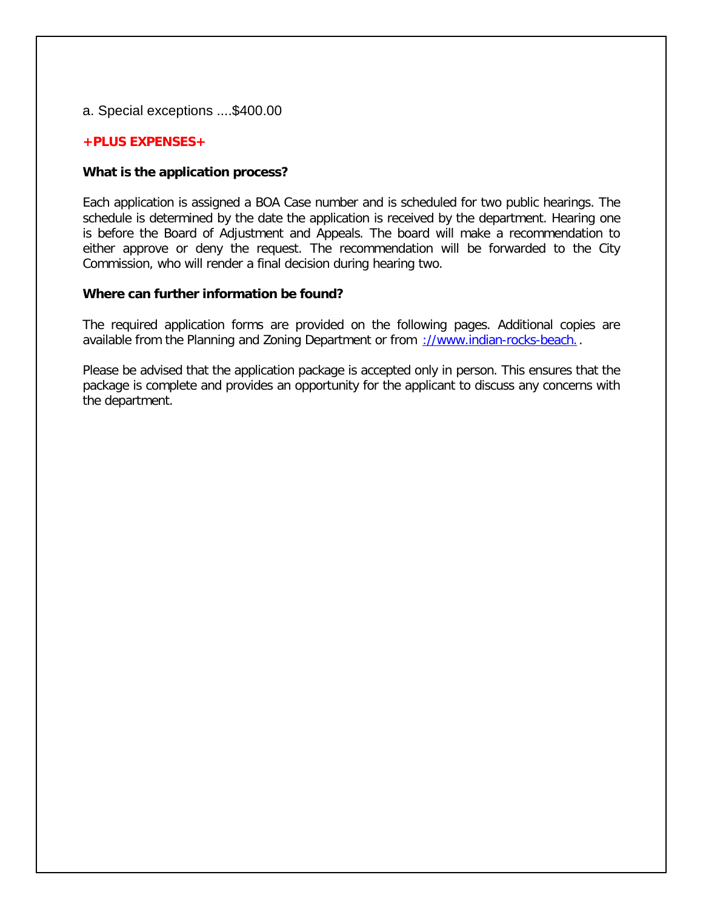a. Special exceptions ....$400.00

**+PLUS EXPENSES+**

**What is the application process?**

Each application is assigned a BOA Case number and is scheduled for two public hearings. The schedule is determined by the date the application is received by the department. Hearing one is before the Board of Adjustment and Appeals. The board will make a recommendation to either approve or deny the request. The recommendation will be forwarded to the City Commission, who will render a final decision during hearing two.

**Where can further information be found?**

The required application forms are provided on the following pages. Additional copies are available from the Planning and Zoning Department or from ://www.indian-rocks-beach. .

Please be advised that the application package is accepted only in person. This ensures that the package is complete and provides an opportunity for the applicant to discuss any concerns with the department.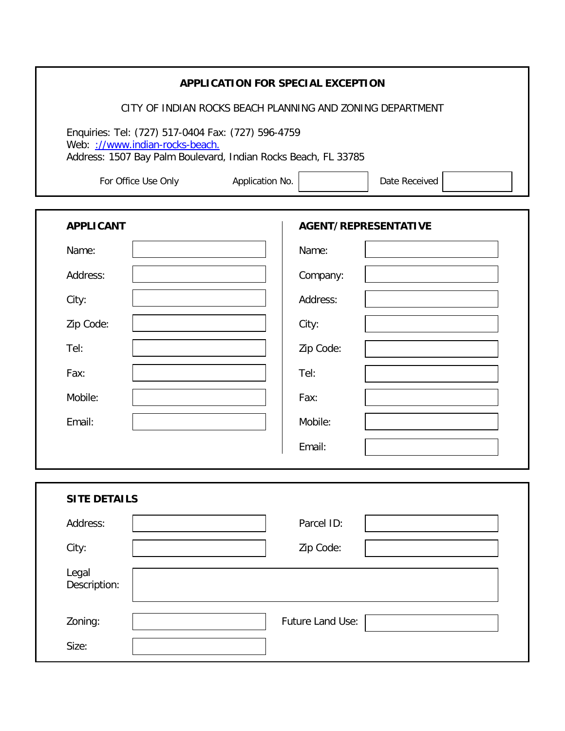# APPLICATION FOR SPECIAL EXCEPTION

CITY OF INDIAN ROCKS BEACH PLANNING AND ZONING DEPARTMENT

Enquiries: Tel: (727) 517-0404 Fax: (727) 596-4759
Web: ://www.indian-rocks-beach.
Address: 1507 Bay Palm Boulevard, Indian Rocks Beach, FL 33785

| For Office Use Only | Application No. | | Date Received | |
|---|---|---|---|---|

## APPLICANT

| | |
|---|---|
| Name: | |
| Address: | |
| City: | |
| Zip Code: | |
| Tel: | |
| Fax: | |
| Mobile: | |
| Email: | |

## AGENT/REPRESENTATIVE

| | |
|---|---|
| Name: | |
| Company: | |
| Address: | |
| City: | |
| Zip Code: | |
| Tel: | |
| Fax: | |
| Mobile: | |
| Email: | |

## SITE DETAILS

| | | | |
|---|---|---|---|
| Address: | | Parcel ID: | |
| City: | | Zip Code: | |
| Legal Description: | | | |
| Zoning: | | Future Land Use: | |
| Size: | | | |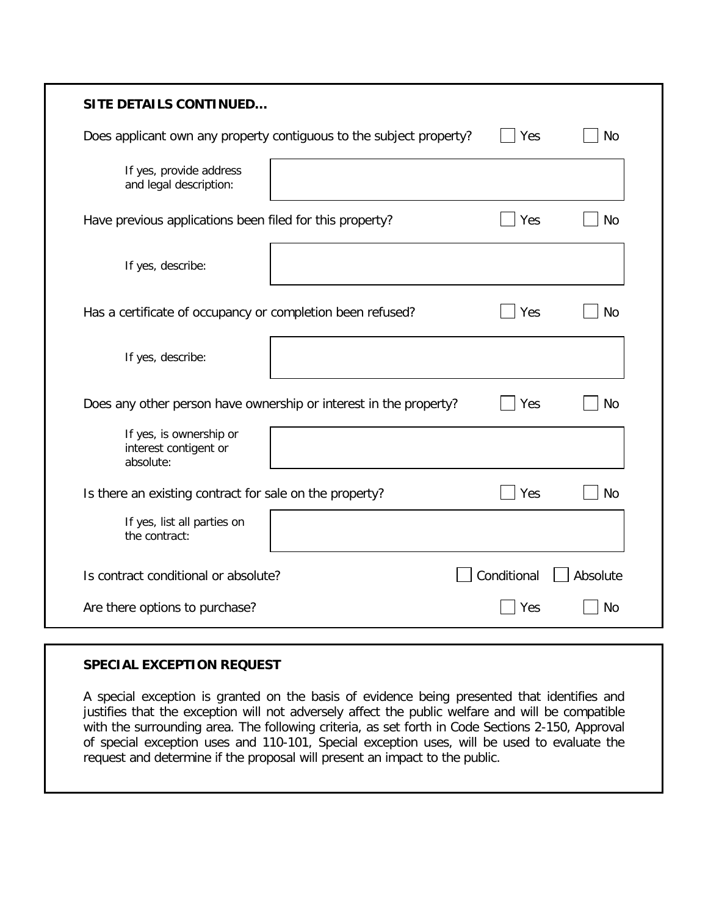## SITE DETAILS CONTINUED…

Does applicant own any property contiguous to the subject property? ☐ Yes ☐ No

If yes, provide address and legal description:

Have previous applications been filed for this property? ☐ Yes ☐ No

If yes, describe:

Has a certificate of occupancy or completion been refused? ☐ Yes ☐ No

If yes, describe:

Does any other person have ownership or interest in the property? ☐ Yes ☐ No

If yes, is ownership or interest contigent or absolute:

Is there an existing contract for sale on the property? ☐ Yes ☐ No

If yes, list all parties on the contract:

Is contract conditional or absolute? ☐ Conditional ☐ Absolute

Are there options to purchase? ☐ Yes ☐ No

## SPECIAL EXCEPTION REQUEST

A special exception is granted on the basis of evidence being presented that identifies and justifies that the exception will not adversely affect the public welfare and will be compatible with the surrounding area. The following criteria, as set forth in Code Sections 2-150, Approval of special exception uses and 110-101, Special exception uses, will be used to evaluate the request and determine if the proposal will present an impact to the public.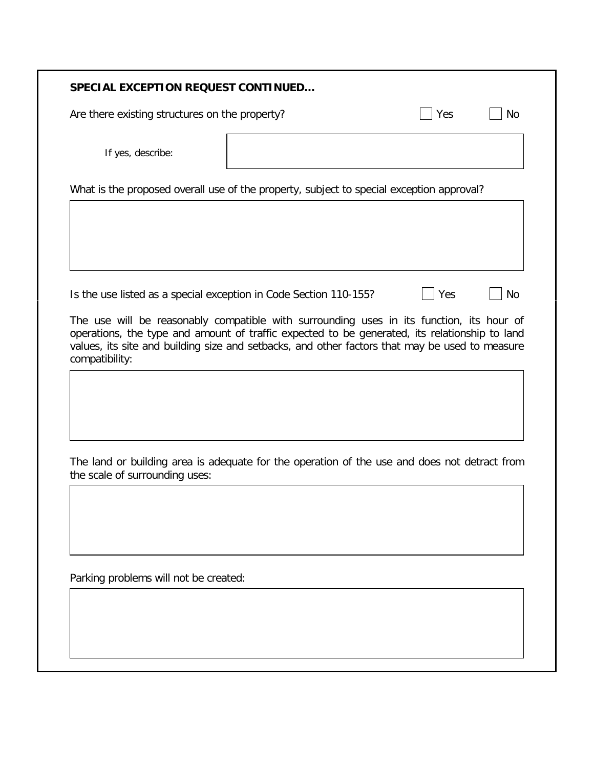**SPECIAL EXCEPTION REQUEST CONTINUED…**

Are there existing structures on the property? ☐ Yes ☐ No

If yes, describe:

What is the proposed overall use of the property, subject to special exception approval?

Is the use listed as a special exception in Code Section 110-155? ☐ Yes ☐ No

The use will be reasonably compatible with surrounding uses in its function, its hour of operations, the type and amount of traffic expected to be generated, its relationship to land values, its site and building size and setbacks, and other factors that may be used to measure compatibility:

The land or building area is adequate for the operation of the use and does not detract from the scale of surrounding uses:

Parking problems will not be created: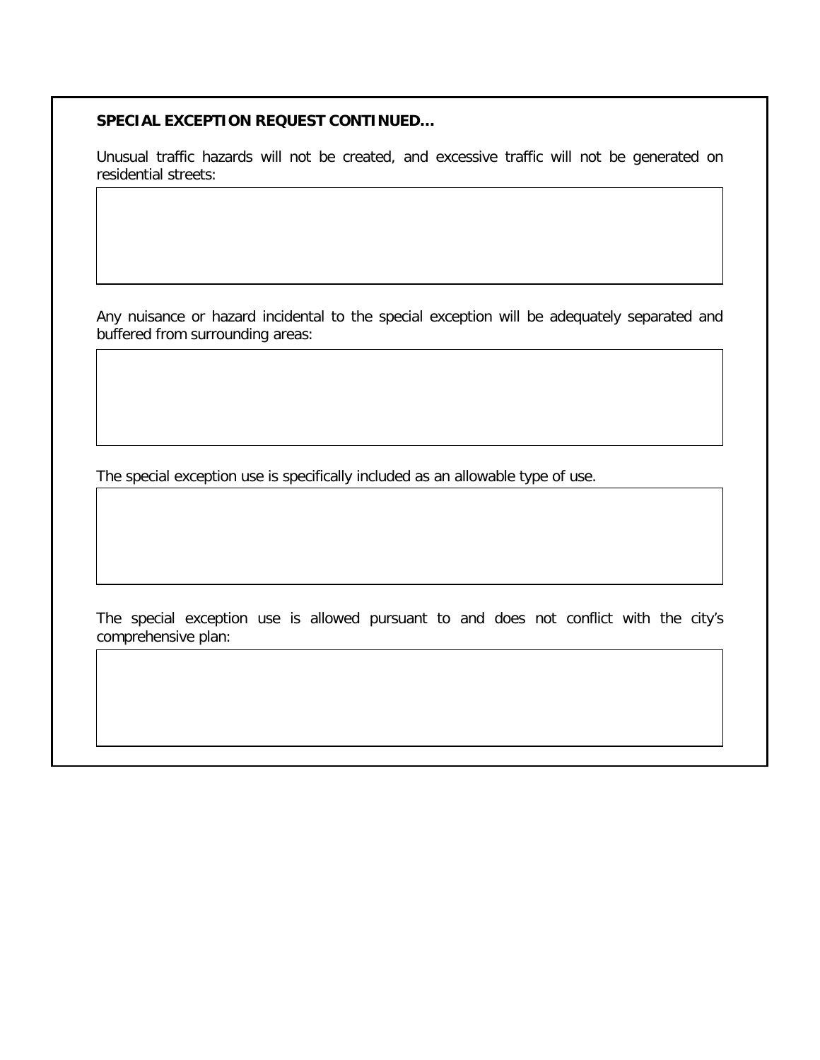**SPECIAL EXCEPTION REQUEST CONTINUED…**

Unusual traffic hazards will not be created, and excessive traffic will not be generated on residential streets:

| |
|---|
| |

Any nuisance or hazard incidental to the special exception will be adequately separated and buffered from surrounding areas:

| |
|---|
| |

The special exception use is specifically included as an allowable type of use.

| |
|---|
| |

The special exception use is allowed pursuant to and does not conflict with the city's comprehensive plan:

| |
|---|
| |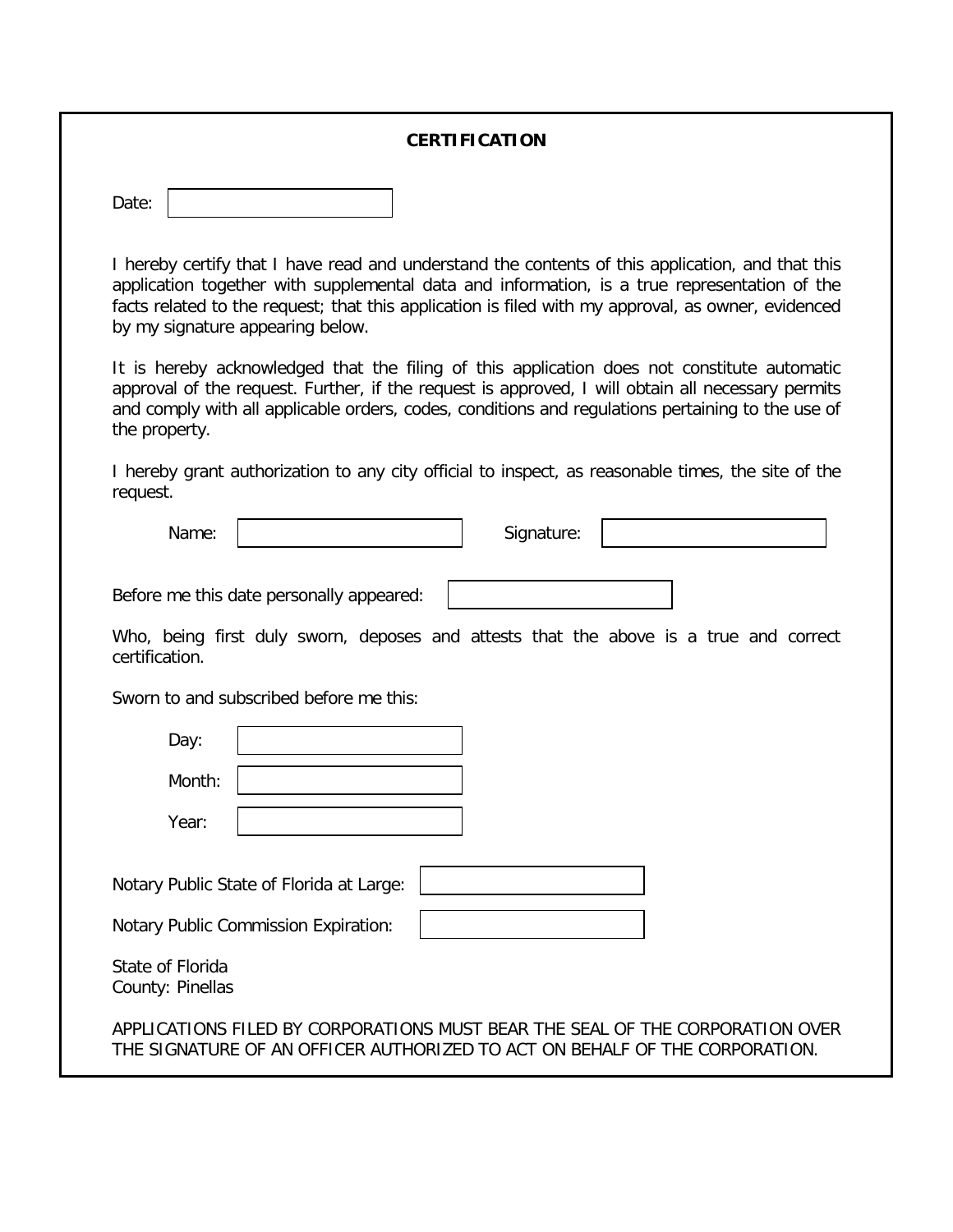## CERTIFICATION

Date:

I hereby certify that I have read and understand the contents of this application, and that this application together with supplemental data and information, is a true representation of the facts related to the request; that this application is filed with my approval, as owner, evidenced by my signature appearing below.

It is hereby acknowledged that the filing of this application does not constitute automatic approval of the request. Further, if the request is approved, I will obtain all necessary permits and comply with all applicable orders, codes, conditions and regulations pertaining to the use of the property.

I hereby grant authorization to any city official to inspect, as reasonable times, the site of the request.

Name: Signature:

Before me this date personally appeared:

Who, being first duly sworn, deposes and attests that the above is a true and correct certification.

Sworn to and subscribed before me this:

Day:

Month:

Year:

Notary Public State of Florida at Large:

Notary Public Commission Expiration:

State of Florida
County: Pinellas

APPLICATIONS FILED BY CORPORATIONS MUST BEAR THE SEAL OF THE CORPORATION OVER THE SIGNATURE OF AN OFFICER AUTHORIZED TO ACT ON BEHALF OF THE CORPORATION.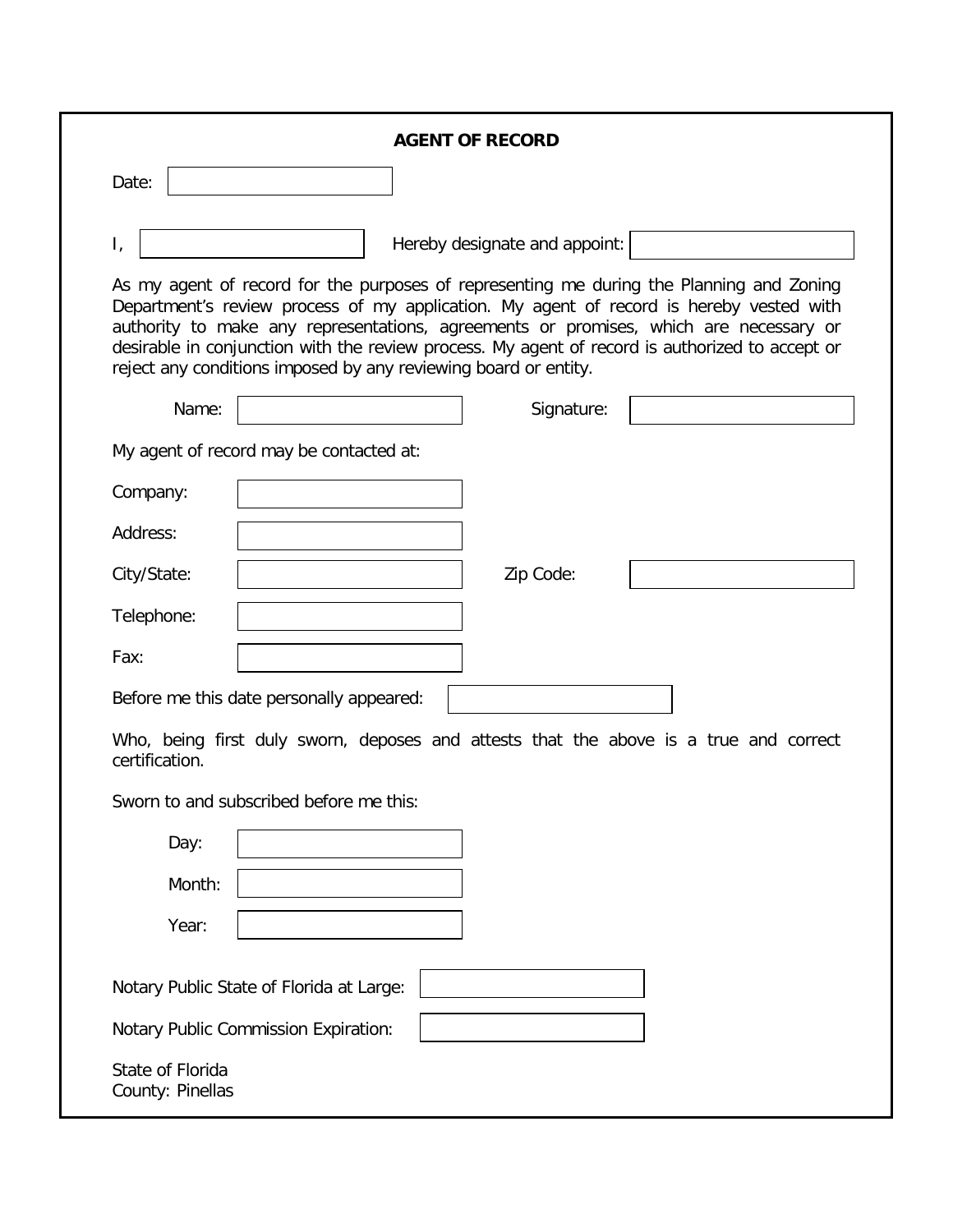## AGENT OF RECORD

Date: 

I, ________ Hereby designate and appoint: ________

As my agent of record for the purposes of representing me during the Planning and Zoning Department's review process of my application. My agent of record is hereby vested with authority to make any representations, agreements or promises, which are necessary or desirable in conjunction with the review process. My agent of record is authorized to accept or reject any conditions imposed by any reviewing board or entity.

Name: ________ Signature: ________

My agent of record may be contacted at:

Company: 

Address: 

City/State: ________ Zip Code: ________

Telephone: 

Fax: 

Before me this date personally appeared: 

Who, being first duly sworn, deposes and attests that the above is a true and correct certification.

Sworn to and subscribed before me this:

Day: 

Month: 

Year: 

Notary Public State of Florida at Large: 

Notary Public Commission Expiration: 

State of Florida
County: Pinellas